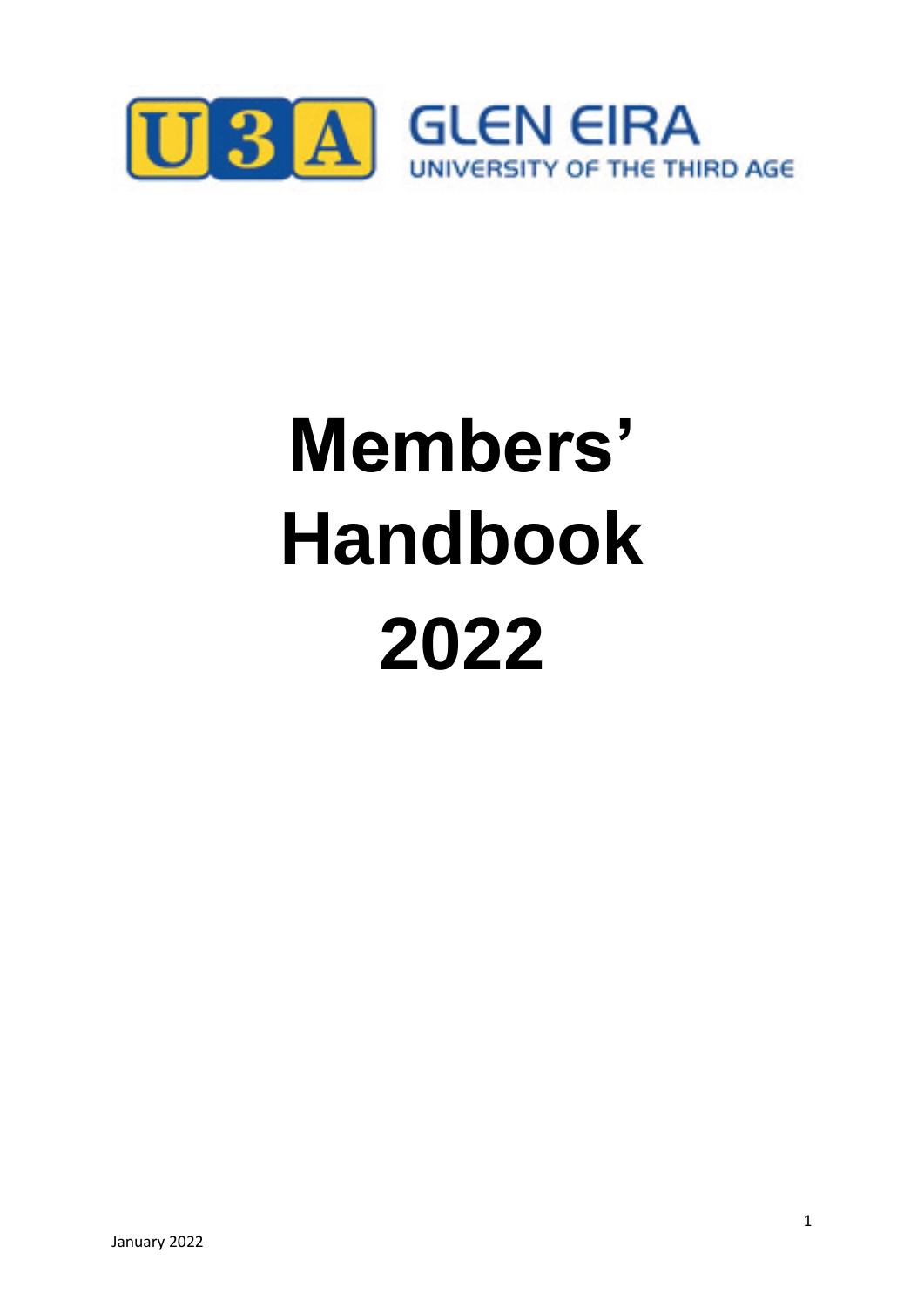U3A GLEN EIRA

UNIVERSITY OF THE THIRD AGE

# Members' Handbook 2022

January 2022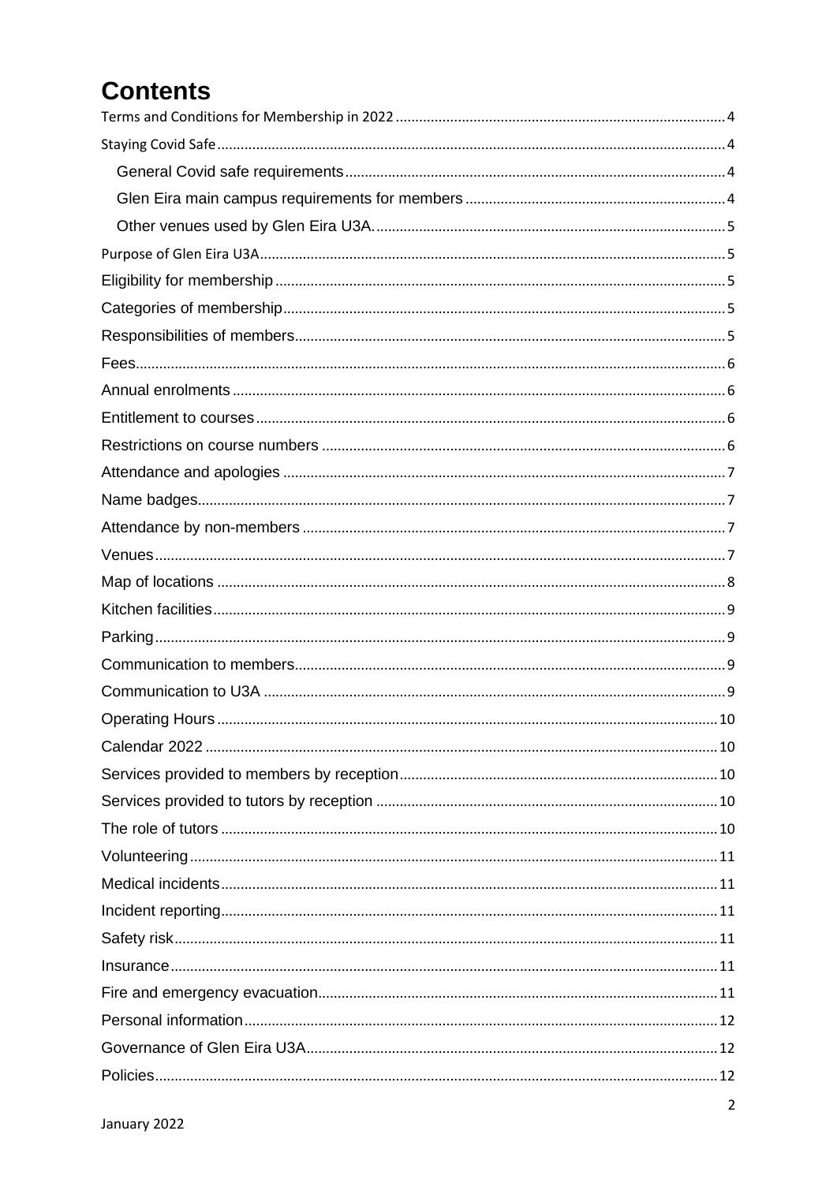# Contents

Terms and Conditions for Membership in 2022 .......... 4

Staying Covid Safe .......... 4

- General Covid safe requirements .......... 4
- Glen Eira main campus requirements for members .......... 4
- Other venues used by Glen Eira U3A. .......... 5

Purpose of Glen Eira U3A .......... 5

Eligibility for membership .......... 5

Categories of membership .......... 5

Responsibilities of members .......... 5

Fees .......... 6

Annual enrolments .......... 6

Entitlement to courses .......... 6

Restrictions on course numbers .......... 6

Attendance and apologies .......... 7

Name badges .......... 7

Attendance by non-members .......... 7

Venues .......... 7

Map of locations .......... 8

Kitchen facilities .......... 9

Parking .......... 9

Communication to members .......... 9

Communication to U3A .......... 9

Operating Hours .......... 10

Calendar 2022 .......... 10

Services provided to members by reception .......... 10

Services provided to tutors by reception .......... 10

The role of tutors .......... 10

Volunteering .......... 11

Medical incidents .......... 11

Incident reporting .......... 11

Safety risk .......... 11

Insurance .......... 11

Fire and emergency evacuation .......... 11

Personal information .......... 12

Governance of Glen Eira U3A .......... 12

Policies .......... 12

January 2022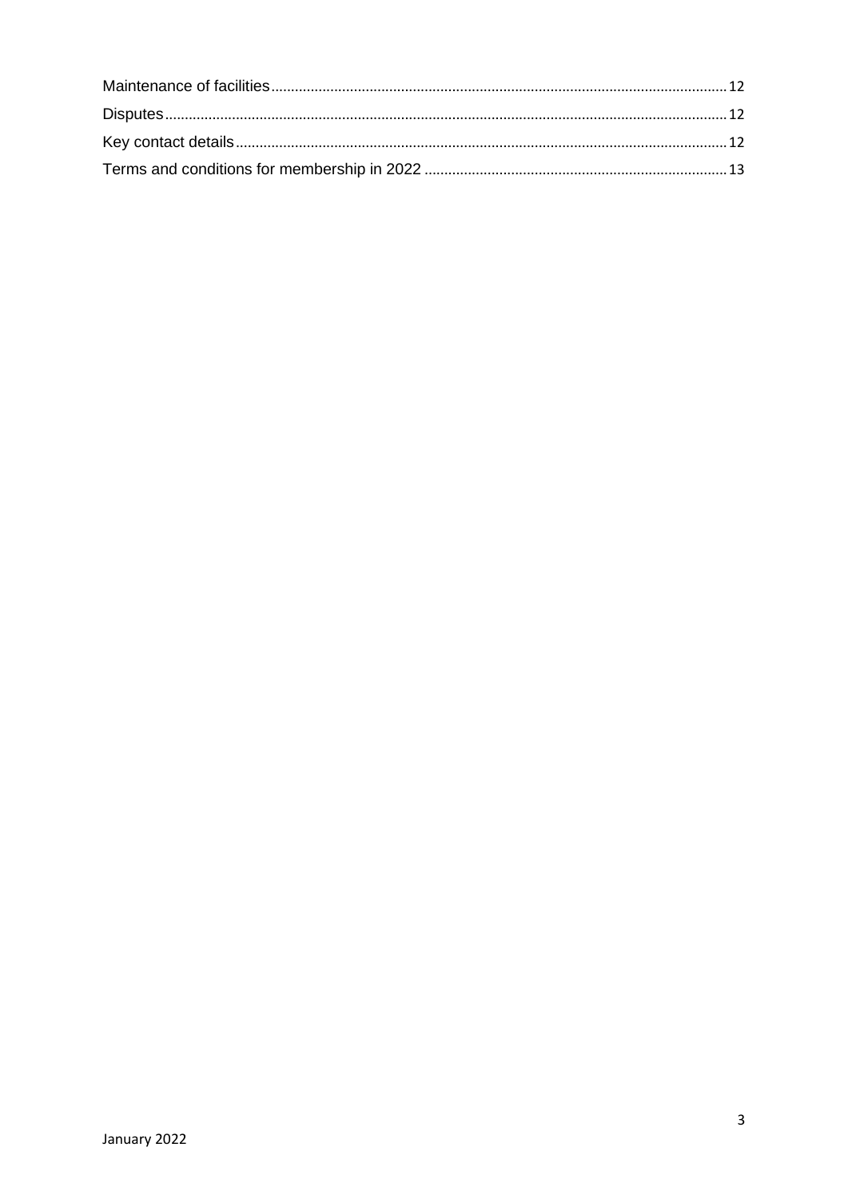Maintenance of facilities .......... 12

Disputes .......... 12

Key contact details .......... 12

Terms and conditions for membership in 2022 .......... 13

January 2022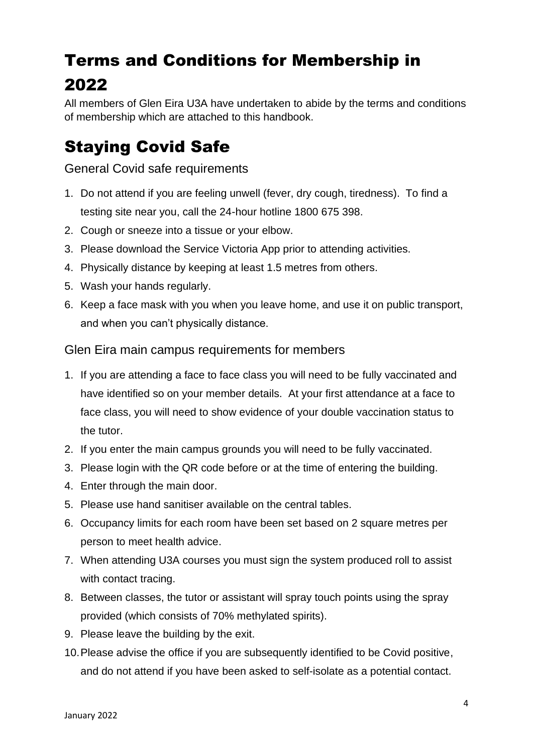# Terms and Conditions for Membership in 2022

All members of Glen Eira U3A have undertaken to abide by the terms and conditions of membership which are attached to this handbook.

# Staying Covid Safe

## General Covid safe requirements

1. Do not attend if you are feeling unwell (fever, dry cough, tiredness). To find a testing site near you, call the 24-hour hotline 1800 675 398.
2. Cough or sneeze into a tissue or your elbow.
3. Please download the Service Victoria App prior to attending activities.
4. Physically distance by keeping at least 1.5 metres from others.
5. Wash your hands regularly.
6. Keep a face mask with you when you leave home, and use it on public transport, and when you can't physically distance.

## Glen Eira main campus requirements for members

1. If you are attending a face to face class you will need to be fully vaccinated and have identified so on your member details. At your first attendance at a face to face class, you will need to show evidence of your double vaccination status to the tutor.
2. If you enter the main campus grounds you will need to be fully vaccinated.
3. Please login with the QR code before or at the time of entering the building.
4. Enter through the main door.
5. Please use hand sanitiser available on the central tables.
6. Occupancy limits for each room have been set based on 2 square metres per person to meet health advice.
7. When attending U3A courses you must sign the system produced roll to assist with contact tracing.
8. Between classes, the tutor or assistant will spray touch points using the spray provided (which consists of 70% methylated spirits).
9. Please leave the building by the exit.
10. Please advise the office if you are subsequently identified to be Covid positive, and do not attend if you have been asked to self-isolate as a potential contact.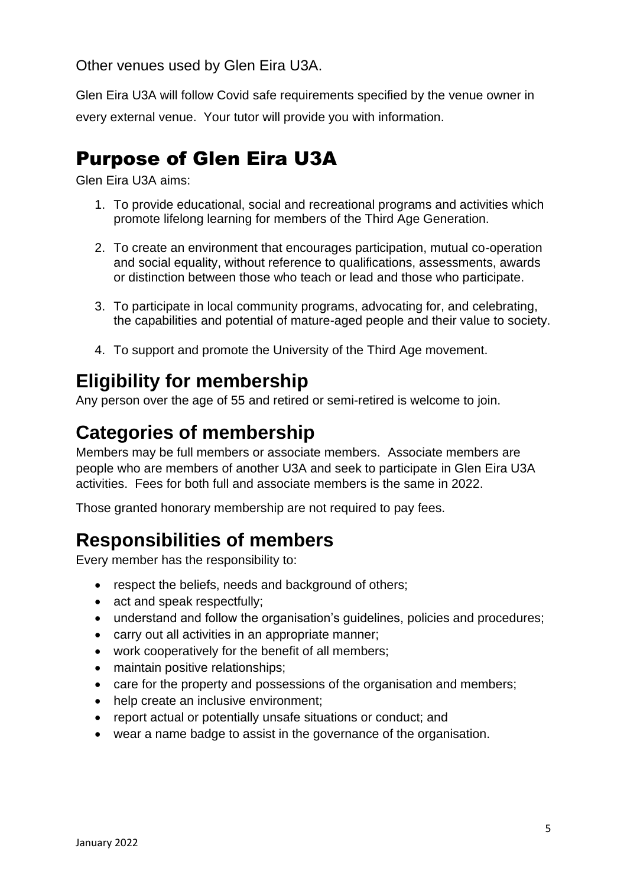Other venues used by Glen Eira U3A.

Glen Eira U3A will follow Covid safe requirements specified by the venue owner in every external venue. Your tutor will provide you with information.

# Purpose of Glen Eira U3A

Glen Eira U3A aims:

1. To provide educational, social and recreational programs and activities which promote lifelong learning for members of the Third Age Generation.

2. To create an environment that encourages participation, mutual co-operation and social equality, without reference to qualifications, assessments, awards or distinction between those who teach or lead and those who participate.

3. To participate in local community programs, advocating for, and celebrating, the capabilities and potential of mature-aged people and their value to society.

4. To support and promote the University of the Third Age movement.

## Eligibility for membership

Any person over the age of 55 and retired or semi-retired is welcome to join.

## Categories of membership

Members may be full members or associate members. Associate members are people who are members of another U3A and seek to participate in Glen Eira U3A activities. Fees for both full and associate members is the same in 2022.

Those granted honorary membership are not required to pay fees.

## Responsibilities of members

Every member has the responsibility to:

- respect the beliefs, needs and background of others;
- act and speak respectfully;
- understand and follow the organisation's guidelines, policies and procedures;
- carry out all activities in an appropriate manner;
- work cooperatively for the benefit of all members;
- maintain positive relationships;
- care for the property and possessions of the organisation and members;
- help create an inclusive environment;
- report actual or potentially unsafe situations or conduct; and
- wear a name badge to assist in the governance of the organisation.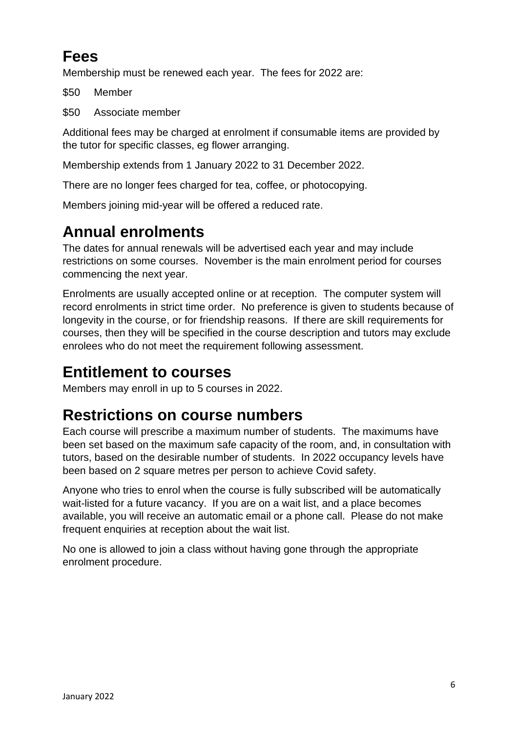## Fees

Membership must be renewed each year. The fees for 2022 are:

\$50 Member

\$50 Associate member

Additional fees may be charged at enrolment if consumable items are provided by the tutor for specific classes, eg flower arranging.

Membership extends from 1 January 2022 to 31 December 2022.

There are no longer fees charged for tea, coffee, or photocopying.

Members joining mid-year will be offered a reduced rate.

## Annual enrolments

The dates for annual renewals will be advertised each year and may include restrictions on some courses. November is the main enrolment period for courses commencing the next year.

Enrolments are usually accepted online or at reception. The computer system will record enrolments in strict time order. No preference is given to students because of longevity in the course, or for friendship reasons. If there are skill requirements for courses, then they will be specified in the course description and tutors may exclude enrolees who do not meet the requirement following assessment.

## Entitlement to courses

Members may enroll in up to 5 courses in 2022.

## Restrictions on course numbers

Each course will prescribe a maximum number of students. The maximums have been set based on the maximum safe capacity of the room, and, in consultation with tutors, based on the desirable number of students. In 2022 occupancy levels have been based on 2 square metres per person to achieve Covid safety.

Anyone who tries to enrol when the course is fully subscribed will be automatically wait-listed for a future vacancy. If you are on a wait list, and a place becomes available, you will receive an automatic email or a phone call. Please do not make frequent enquiries at reception about the wait list.

No one is allowed to join a class without having gone through the appropriate enrolment procedure.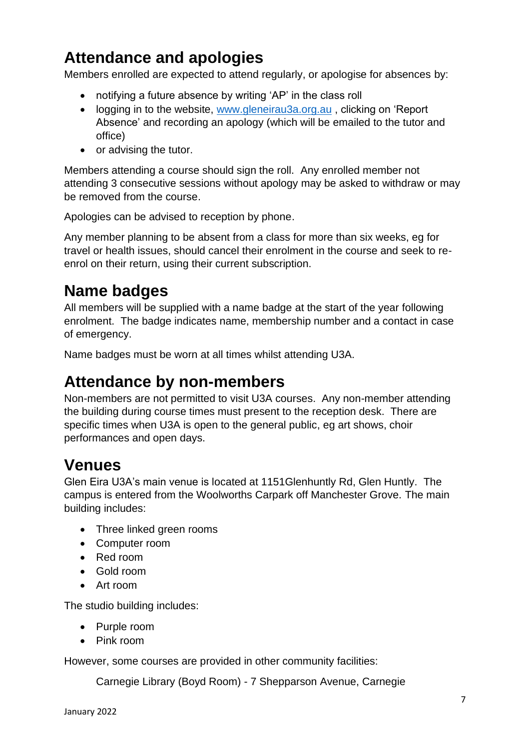## Attendance and apologies

Members enrolled are expected to attend regularly, or apologise for absences by:

- notifying a future absence by writing 'AP' in the class roll
- logging in to the website, www.gleneirau3a.org.au , clicking on 'Report Absence' and recording an apology (which will be emailed to the tutor and office)
- or advising the tutor.

Members attending a course should sign the roll. Any enrolled member not attending 3 consecutive sessions without apology may be asked to withdraw or may be removed from the course.

Apologies can be advised to reception by phone.

Any member planning to be absent from a class for more than six weeks, eg for travel or health issues, should cancel their enrolment in the course and seek to re-enrol on their return, using their current subscription.

## Name badges

All members will be supplied with a name badge at the start of the year following enrolment. The badge indicates name, membership number and a contact in case of emergency.

Name badges must be worn at all times whilst attending U3A.

## Attendance by non-members

Non-members are not permitted to visit U3A courses. Any non-member attending the building during course times must present to the reception desk. There are specific times when U3A is open to the general public, eg art shows, choir performances and open days.

## Venues

Glen Eira U3A's main venue is located at 1151Glenhuntly Rd, Glen Huntly. The campus is entered from the Woolworths Carpark off Manchester Grove. The main building includes:

- Three linked green rooms
- Computer room
- Red room
- Gold room
- Art room

The studio building includes:

- Purple room
- Pink room

However, some courses are provided in other community facilities:

Carnegie Library (Boyd Room) - 7 Shepparson Avenue, Carnegie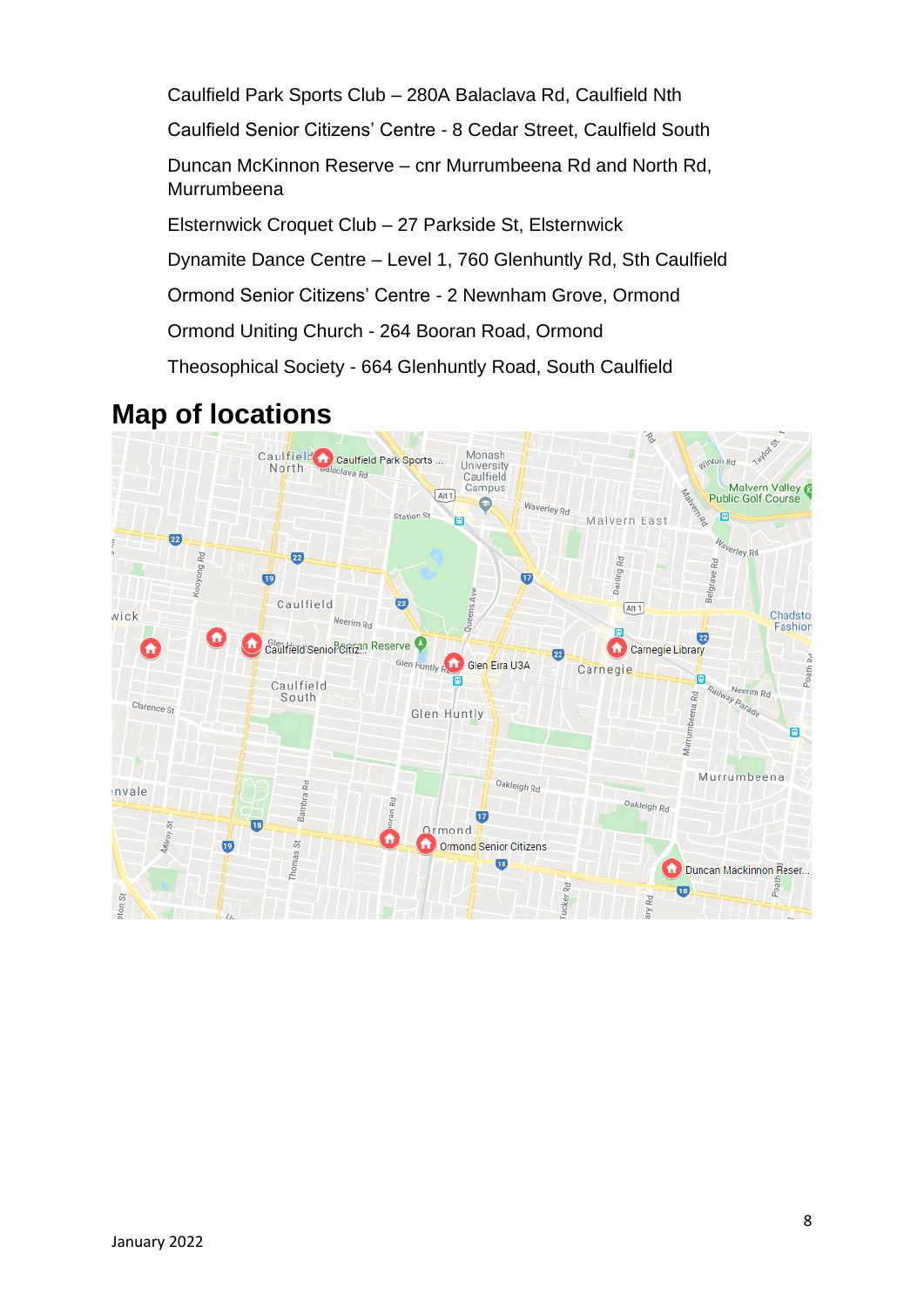Caulfield Park Sports Club – 280A Balaclava Rd, Caulfield Nth

Caulfield Senior Citizens' Centre - 8 Cedar Street, Caulfield South

Duncan McKinnon Reserve – cnr Murrumbeena Rd and North Rd, Murrumbeena

Elsternwick Croquet Club – 27 Parkside St, Elsternwick

Dynamite Dance Centre – Level 1, 760 Glenhuntly Rd, Sth Caulfield

Ormond Senior Citizens' Centre - 2 Newnham Grove, Ormond

Ormond Uniting Church - 264 Booran Road, Ormond

Theosophical Society - 664 Glenhuntly Road, South Caulfield

# Map of locations

Caulfield Park Sports ...
Monash University Caulfield Campus
Malvern Valley Public Golf Course
Malvern East
Caulfield North
Caulfield
Caulfield Senior Citiz...
Booran Reserve
Glen Eira U3A
Carnegie Library
Carnegie
Chadstone Fashion
Caulfield South
Glen Huntly
Murrumbeena
Ormond
Ormond Senior Citizens
Duncan Mackinnon Reser...

January 2022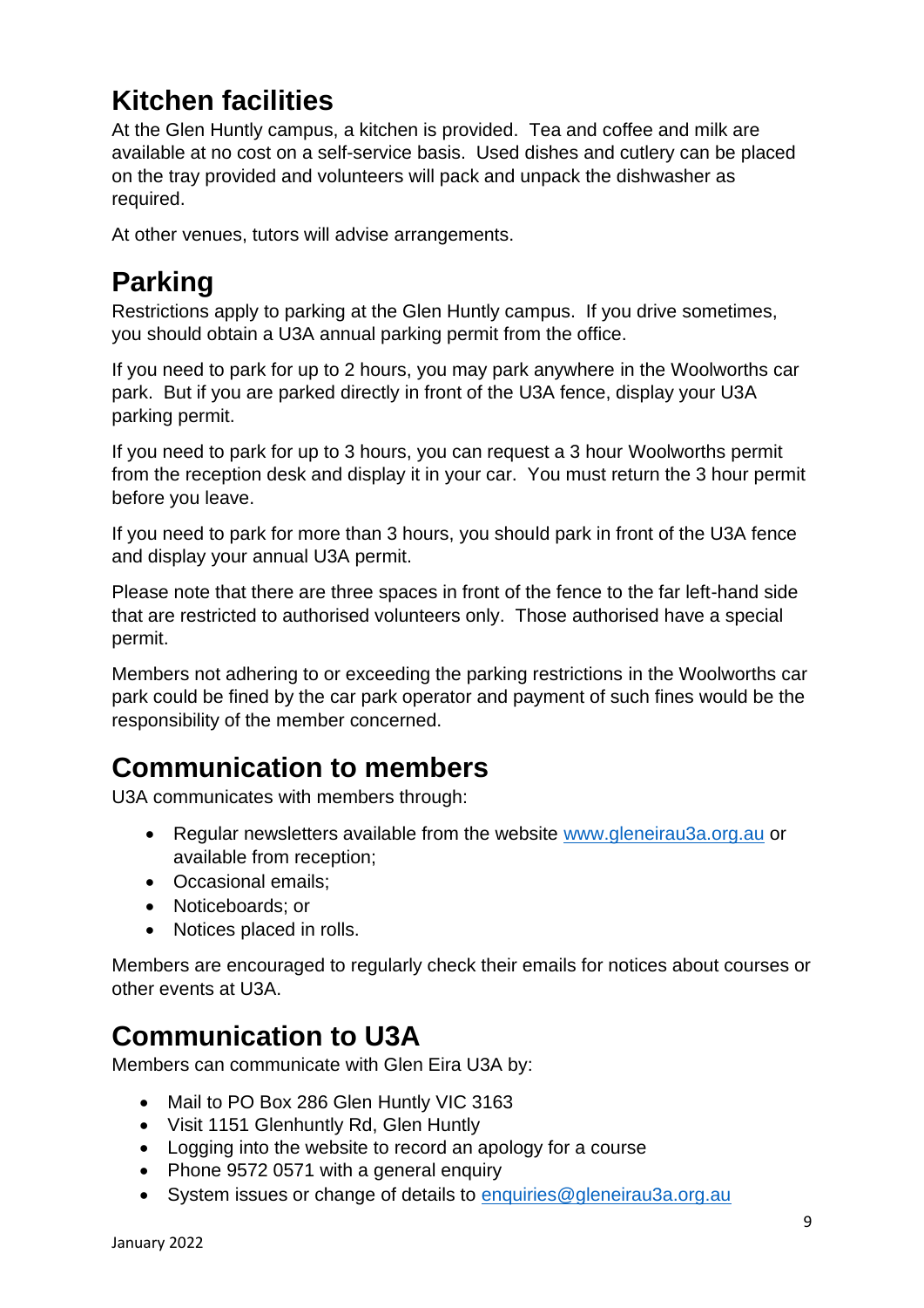## Kitchen facilities

At the Glen Huntly campus, a kitchen is provided. Tea and coffee and milk are available at no cost on a self-service basis. Used dishes and cutlery can be placed on the tray provided and volunteers will pack and unpack the dishwasher as required.

At other venues, tutors will advise arrangements.

## Parking

Restrictions apply to parking at the Glen Huntly campus. If you drive sometimes, you should obtain a U3A annual parking permit from the office.

If you need to park for up to 2 hours, you may park anywhere in the Woolworths car park. But if you are parked directly in front of the U3A fence, display your U3A parking permit.

If you need to park for up to 3 hours, you can request a 3 hour Woolworths permit from the reception desk and display it in your car. You must return the 3 hour permit before you leave.

If you need to park for more than 3 hours, you should park in front of the U3A fence and display your annual U3A permit.

Please note that there are three spaces in front of the fence to the far left-hand side that are restricted to authorised volunteers only. Those authorised have a special permit.

Members not adhering to or exceeding the parking restrictions in the Woolworths car park could be fined by the car park operator and payment of such fines would be the responsibility of the member concerned.

## Communication to members

U3A communicates with members through:

- Regular newsletters available from the website www.gleneirau3a.org.au or available from reception;
- Occasional emails;
- Noticeboards; or
- Notices placed in rolls.

Members are encouraged to regularly check their emails for notices about courses or other events at U3A.

## Communication to U3A

Members can communicate with Glen Eira U3A by:

- Mail to PO Box 286 Glen Huntly VIC 3163
- Visit 1151 Glenhuntly Rd, Glen Huntly
- Logging into the website to record an apology for a course
- Phone 9572 0571 with a general enquiry
- System issues or change of details to enquiries@gleneirau3a.org.au

January 2022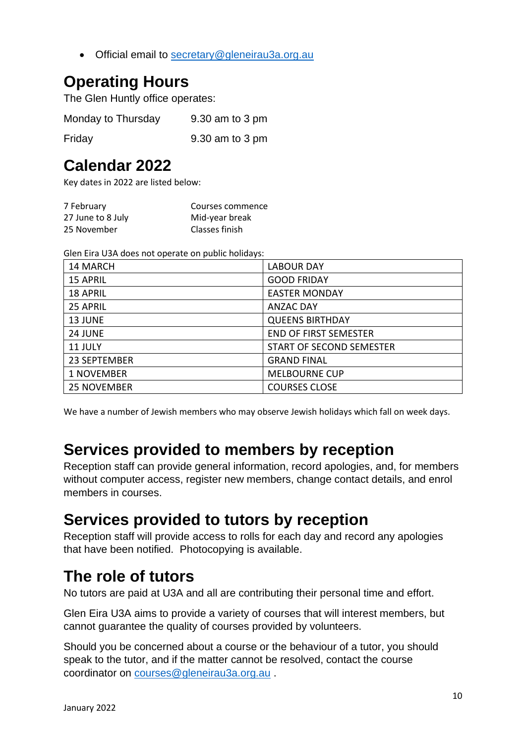- Official email to secretary@gleneirau3a.org.au

## Operating Hours

The Glen Huntly office operates:

| | |
|---|---|
| Monday to Thursday | 9.30 am to 3 pm |
| Friday | 9.30 am to 3 pm |

## Calendar 2022

Key dates in 2022 are listed below:

| | |
|---|---|
| 7 February | Courses commence |
| 27 June to 8 July | Mid-year break |
| 25 November | Classes finish |

Glen Eira U3A does not operate on public holidays:

| | |
|---|---|
| 14 MARCH | LABOUR DAY |
| 15 APRIL | GOOD FRIDAY |
| 18 APRIL | EASTER MONDAY |
| 25 APRIL | ANZAC DAY |
| 13 JUNE | QUEENS BIRTHDAY |
| 24 JUNE | END OF FIRST SEMESTER |
| 11 JULY | START OF SECOND SEMESTER |
| 23 SEPTEMBER | GRAND FINAL |
| 1 NOVEMBER | MELBOURNE CUP |
| 25 NOVEMBER | COURSES CLOSE |

We have a number of Jewish members who may observe Jewish holidays which fall on week days.

## Services provided to members by reception

Reception staff can provide general information, record apologies, and, for members without computer access, register new members, change contact details, and enrol members in courses.

## Services provided to tutors by reception

Reception staff will provide access to rolls for each day and record any apologies that have been notified. Photocopying is available.

## The role of tutors

No tutors are paid at U3A and all are contributing their personal time and effort.

Glen Eira U3A aims to provide a variety of courses that will interest members, but cannot guarantee the quality of courses provided by volunteers.

Should you be concerned about a course or the behaviour of a tutor, you should speak to the tutor, and if the matter cannot be resolved, contact the course coordinator on courses@gleneirau3a.org.au .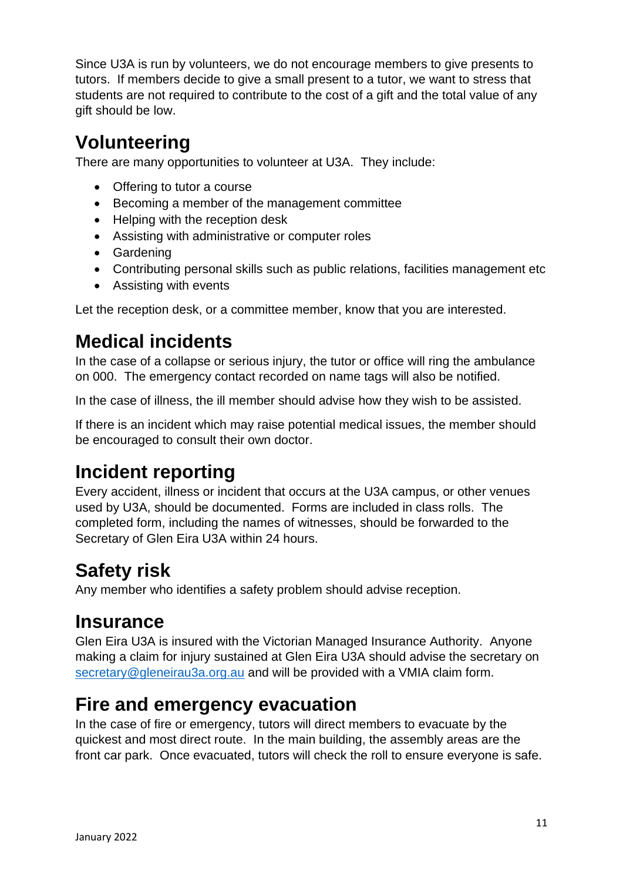Since U3A is run by volunteers, we do not encourage members to give presents to tutors. If members decide to give a small present to a tutor, we want to stress that students are not required to contribute to the cost of a gift and the total value of any gift should be low.

## Volunteering

There are many opportunities to volunteer at U3A. They include:

- Offering to tutor a course
- Becoming a member of the management committee
- Helping with the reception desk
- Assisting with administrative or computer roles
- Gardening
- Contributing personal skills such as public relations, facilities management etc
- Assisting with events

Let the reception desk, or a committee member, know that you are interested.

## Medical incidents

In the case of a collapse or serious injury, the tutor or office will ring the ambulance on 000. The emergency contact recorded on name tags will also be notified.

In the case of illness, the ill member should advise how they wish to be assisted.

If there is an incident which may raise potential medical issues, the member should be encouraged to consult their own doctor.

## Incident reporting

Every accident, illness or incident that occurs at the U3A campus, or other venues used by U3A, should be documented. Forms are included in class rolls. The completed form, including the names of witnesses, should be forwarded to the Secretary of Glen Eira U3A within 24 hours.

## Safety risk

Any member who identifies a safety problem should advise reception.

## Insurance

Glen Eira U3A is insured with the Victorian Managed Insurance Authority. Anyone making a claim for injury sustained at Glen Eira U3A should advise the secretary on secretary@gleneirau3a.org.au and will be provided with a VMIA claim form.

## Fire and emergency evacuation

In the case of fire or emergency, tutors will direct members to evacuate by the quickest and most direct route. In the main building, the assembly areas are the front car park. Once evacuated, tutors will check the roll to ensure everyone is safe.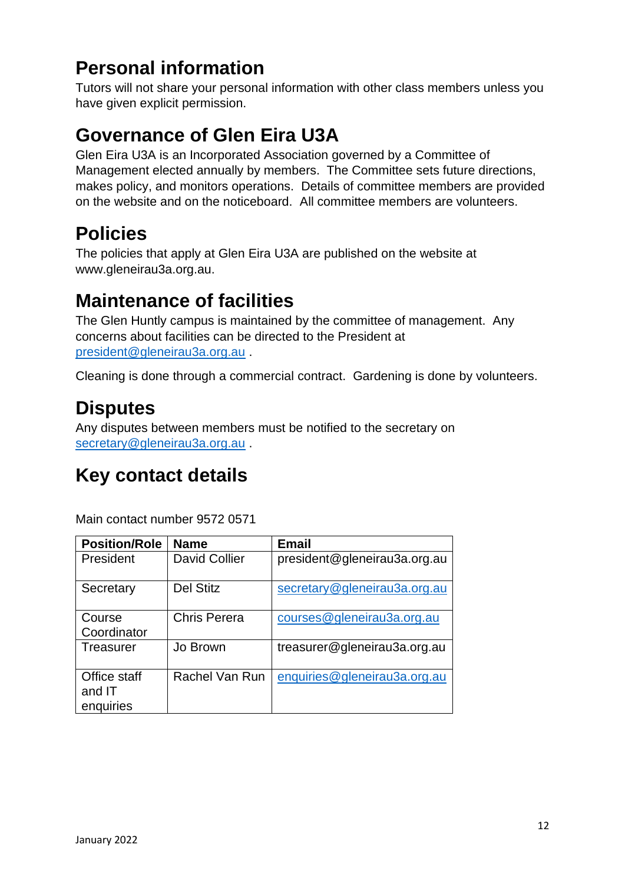## Personal information

Tutors will not share your personal information with other class members unless you have given explicit permission.

## Governance of Glen Eira U3A

Glen Eira U3A is an Incorporated Association governed by a Committee of Management elected annually by members. The Committee sets future directions, makes policy, and monitors operations. Details of committee members are provided on the website and on the noticeboard. All committee members are volunteers.

## Policies

The policies that apply at Glen Eira U3A are published on the website at www.gleneirau3a.org.au.

## Maintenance of facilities

The Glen Huntly campus is maintained by the committee of management. Any concerns about facilities can be directed to the President at president@gleneirau3a.org.au .

Cleaning is done through a commercial contract. Gardening is done by volunteers.

## Disputes

Any disputes between members must be notified to the secretary on secretary@gleneirau3a.org.au .

## Key contact details

Main contact number 9572 0571

| Position/Role | Name | Email |
|---|---|---|
| President | David Collier | president@gleneirau3a.org.au |
| Secretary | Del Stitz | secretary@gleneirau3a.org.au |
| Course Coordinator | Chris Perera | courses@gleneirau3a.org.au |
| Treasurer | Jo Brown | treasurer@gleneirau3a.org.au |
| Office staff and IT enquiries | Rachel Van Run | enquiries@gleneirau3a.org.au |

January 2022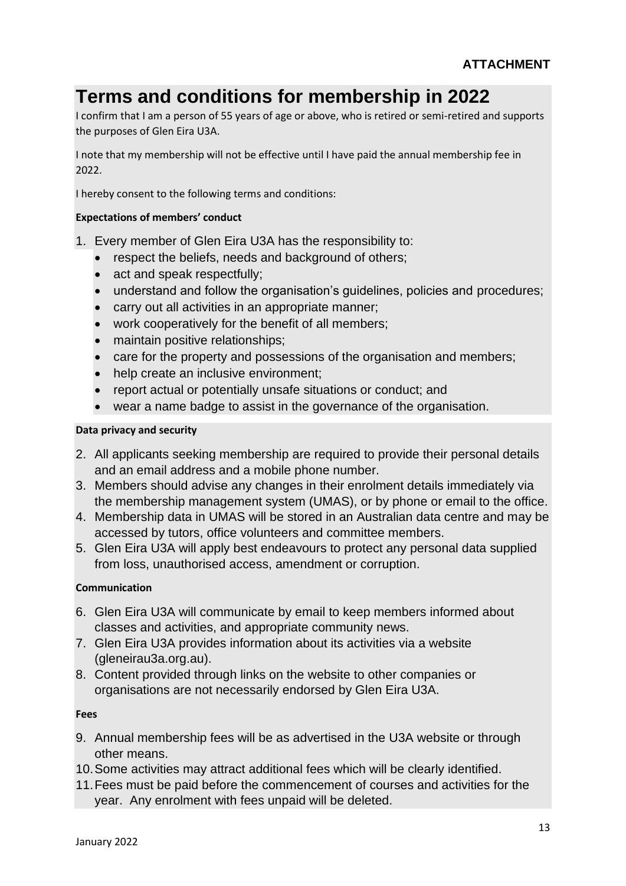**ATTACHMENT**

# Terms and conditions for membership in 2022

I confirm that I am a person of 55 years of age or above, who is retired or semi-retired and supports the purposes of Glen Eira U3A.

I note that my membership will not be effective until I have paid the annual membership fee in 2022.

I hereby consent to the following terms and conditions:

**Expectations of members' conduct**

1. Every member of Glen Eira U3A has the responsibility to:
   - respect the beliefs, needs and background of others;
   - act and speak respectfully;
   - understand and follow the organisation's guidelines, policies and procedures;
   - carry out all activities in an appropriate manner;
   - work cooperatively for the benefit of all members;
   - maintain positive relationships;
   - care for the property and possessions of the organisation and members;
   - help create an inclusive environment;
   - report actual or potentially unsafe situations or conduct; and
   - wear a name badge to assist in the governance of the organisation.

**Data privacy and security**

2. All applicants seeking membership are required to provide their personal details and an email address and a mobile phone number.
3. Members should advise any changes in their enrolment details immediately via the membership management system (UMAS), or by phone or email to the office.
4. Membership data in UMAS will be stored in an Australian data centre and may be accessed by tutors, office volunteers and committee members.
5. Glen Eira U3A will apply best endeavours to protect any personal data supplied from loss, unauthorised access, amendment or corruption.

**Communication**

6. Glen Eira U3A will communicate by email to keep members informed about classes and activities, and appropriate community news.
7. Glen Eira U3A provides information about its activities via a website (gleneirau3a.org.au).
8. Content provided through links on the website to other companies or organisations are not necessarily endorsed by Glen Eira U3A.

**Fees**

9. Annual membership fees will be as advertised in the U3A website or through other means.
10. Some activities may attract additional fees which will be clearly identified.
11. Fees must be paid before the commencement of courses and activities for the year. Any enrolment with fees unpaid will be deleted.

January 2022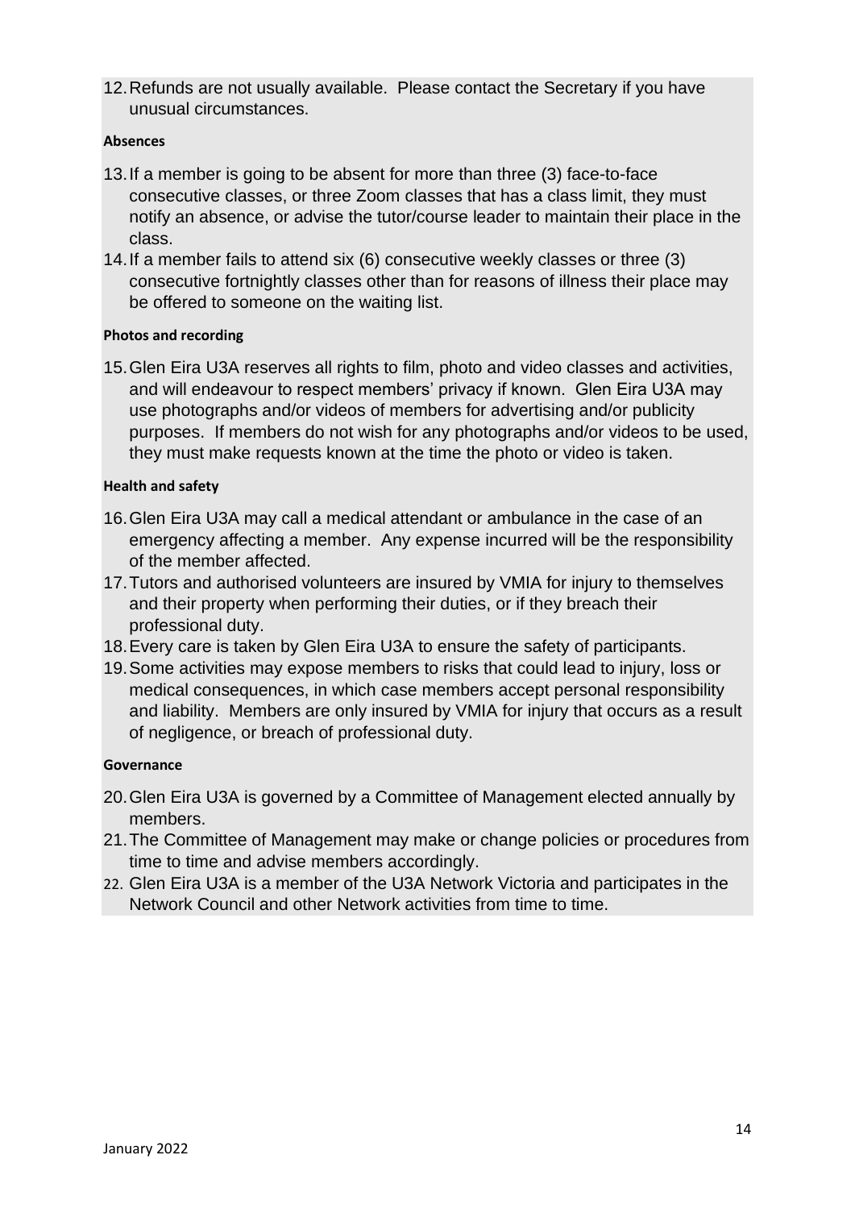12. Refunds are not usually available. Please contact the Secretary if you have unusual circumstances.

**Absences**

13. If a member is going to be absent for more than three (3) face-to-face consecutive classes, or three Zoom classes that has a class limit, they must notify an absence, or advise the tutor/course leader to maintain their place in the class.
14. If a member fails to attend six (6) consecutive weekly classes or three (3) consecutive fortnightly classes other than for reasons of illness their place may be offered to someone on the waiting list.

**Photos and recording**

15. Glen Eira U3A reserves all rights to film, photo and video classes and activities, and will endeavour to respect members' privacy if known. Glen Eira U3A may use photographs and/or videos of members for advertising and/or publicity purposes. If members do not wish for any photographs and/or videos to be used, they must make requests known at the time the photo or video is taken.

**Health and safety**

16. Glen Eira U3A may call a medical attendant or ambulance in the case of an emergency affecting a member. Any expense incurred will be the responsibility of the member affected.
17. Tutors and authorised volunteers are insured by VMIA for injury to themselves and their property when performing their duties, or if they breach their professional duty.
18. Every care is taken by Glen Eira U3A to ensure the safety of participants.
19. Some activities may expose members to risks that could lead to injury, loss or medical consequences, in which case members accept personal responsibility and liability. Members are only insured by VMIA for injury that occurs as a result of negligence, or breach of professional duty.

**Governance**

20. Glen Eira U3A is governed by a Committee of Management elected annually by members.
21. The Committee of Management may make or change policies or procedures from time to time and advise members accordingly.
22. Glen Eira U3A is a member of the U3A Network Victoria and participates in the Network Council and other Network activities from time to time.

January 2022